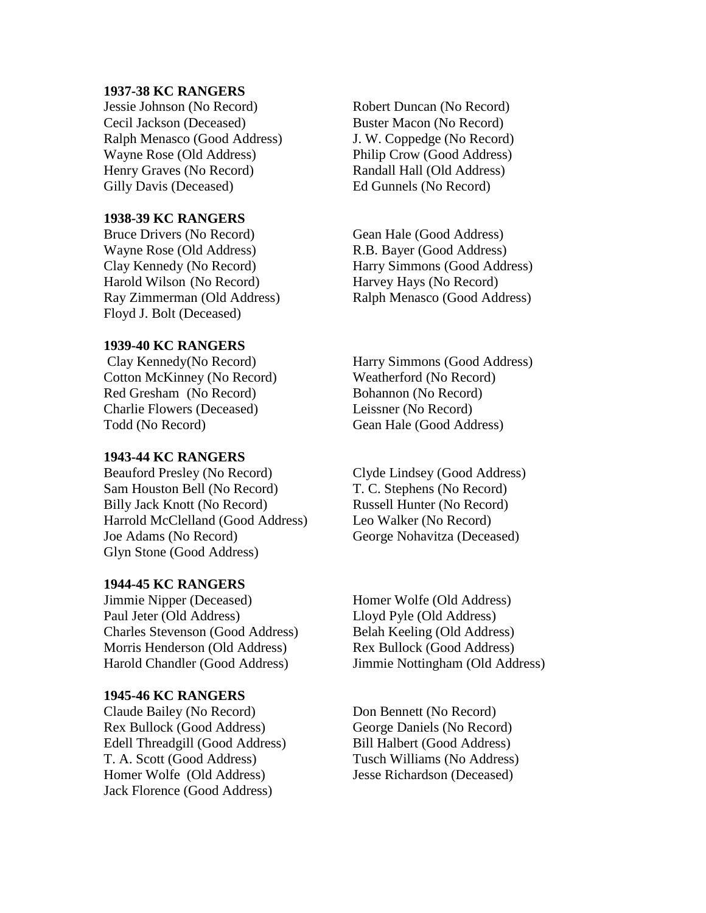**1937-38 KC RANGERS**

Jessie Johnson (No Record)
Cecil Jackson (Deceased)
Ralph Menasco (Good Address)
Wayne Rose (Old Address)
Henry Graves (No Record)
Gilly Davis (Deceased)
Robert Duncan (No Record)
Buster Macon (No Record)
J. W. Coppedge (No Record)
Philip Crow (Good Address)
Randall Hall (Old Address)
Ed Gunnels (No Record)

**1938-39 KC RANGERS**

Bruce Drivers (No Record)
Wayne Rose (Old Address)
Clay Kennedy (No Record)
Harold Wilson (No Record)
Ray Zimmerman (Old Address)
Floyd J. Bolt (Deceased)
Gean Hale (Good Address)
R.B. Bayer (Good Address)
Harry Simmons (Good Address)
Harvey Hays (No Record)
Ralph Menasco (Good Address)

**1939-40 KC RANGERS**

Clay Kennedy(No Record)
Cotton McKinney (No Record)
Red Gresham (No Record)
Charlie Flowers (Deceased)
Todd (No Record)
Harry Simmons (Good Address)
Weatherford (No Record)
Bohannon (No Record)
Leissner (No Record)
Gean Hale (Good Address)

**1943-44 KC RANGERS**

Beauford Presley (No Record)
Sam Houston Bell (No Record)
Billy Jack Knott (No Record)
Harrold McClelland (Good Address)
Joe Adams (No Record)
Glyn Stone (Good Address)
Clyde Lindsey (Good Address)
T. C. Stephens (No Record)
Russell Hunter (No Record)
Leo Walker (No Record)
George Nohavitza (Deceased)

**1944-45 KC RANGERS**

Jimmie Nipper (Deceased)
Paul Jeter (Old Address)
Charles Stevenson (Good Address)
Morris Henderson (Old Address)
Harold Chandler (Good Address)
Homer Wolfe (Old Address)
Lloyd Pyle (Old Address)
Belah Keeling (Old Address)
Rex Bullock (Good Address)
Jimmie Nottingham (Old Address)

**1945-46 KC RANGERS**

Claude Bailey (No Record)
Rex Bullock (Good Address)
Edell Threadgill (Good Address)
T. A. Scott (Good Address)
Homer Wolfe (Old Address)
Jack Florence (Good Address)
Don Bennett (No Record)
George Daniels (No Record)
Bill Halbert (Good Address)
Tusch Williams (No Address)
Jesse Richardson (Deceased)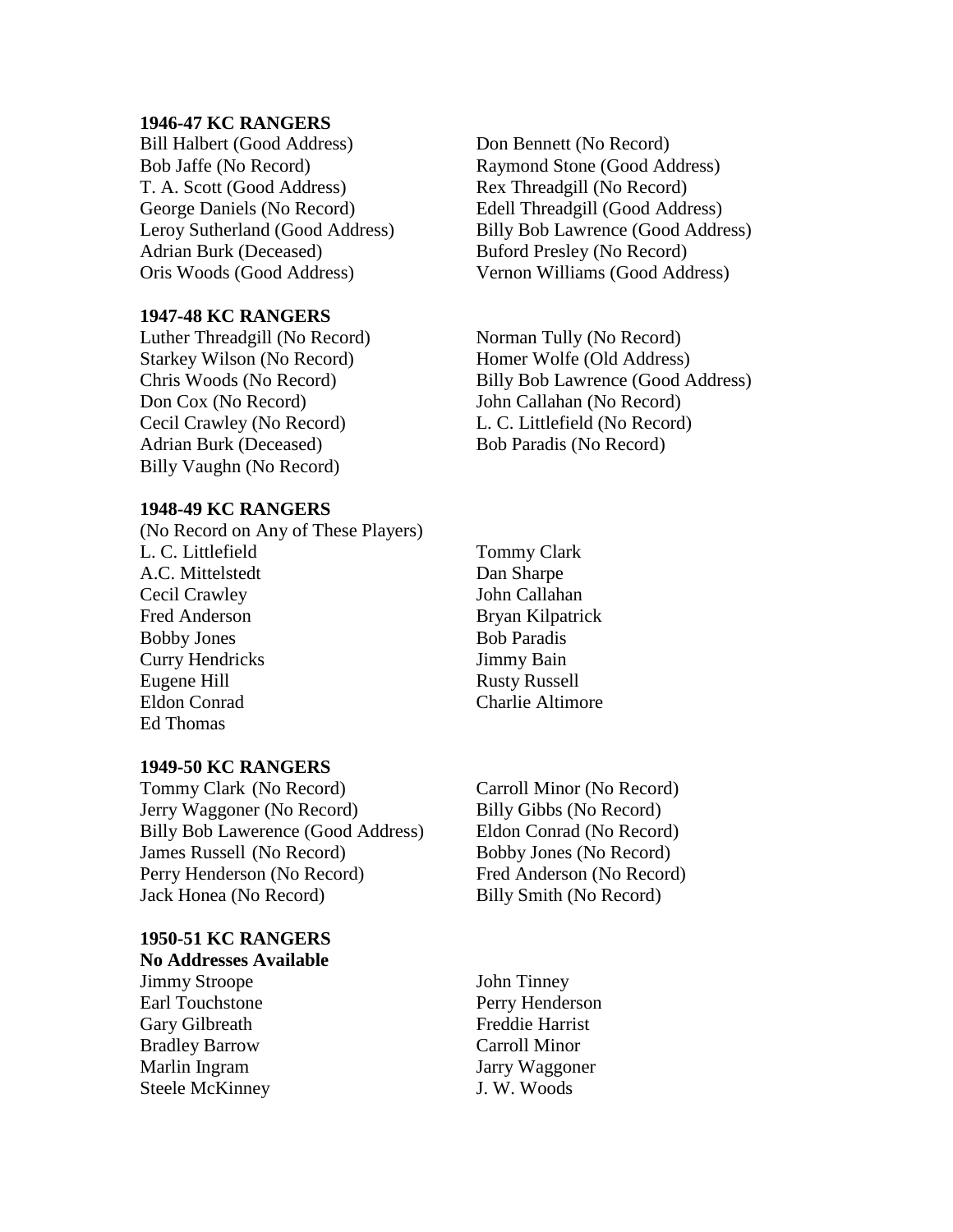**1946-47 KC RANGERS**

Bill Halbert (Good Address)
Bob Jaffe (No Record)
T. A. Scott (Good Address)
George Daniels (No Record)
Leroy Sutherland (Good Address)
Adrian Burk (Deceased)
Oris Woods (Good Address)
Don Bennett (No Record)
Raymond Stone (Good Address)
Rex Threadgill (No Record)
Edell Threadgill (Good Address)
Billy Bob Lawrence (Good Address)
Buford Presley (No Record)
Vernon Williams (Good Address)

**1947-48 KC RANGERS**

Luther Threadgill (No Record)
Starkey Wilson (No Record)
Chris Woods (No Record)
Don Cox (No Record)
Cecil Crawley (No Record)
Adrian Burk (Deceased)
Billy Vaughn (No Record)
Norman Tully (No Record)
Homer Wolfe (Old Address)
Billy Bob Lawrence (Good Address)
John Callahan (No Record)
L. C. Littlefield (No Record)
Bob Paradis (No Record)

**1948-49 KC RANGERS**

(No Record on Any of These Players)

L. C. Littlefield
A.C. Mittelstedt
Cecil Crawley
Fred Anderson
Bobby Jones
Curry Hendricks
Eugene Hill
Eldon Conrad
Ed Thomas
Tommy Clark
Dan Sharpe
John Callahan
Bryan Kilpatrick
Bob Paradis
Jimmy Bain
Rusty Russell
Charlie Altimore

**1949-50 KC RANGERS**

Tommy Clark (No Record)
Jerry Waggoner (No Record)
Billy Bob Lawerence (Good Address)
James Russell (No Record)
Perry Henderson (No Record)
Jack Honea (No Record)
Carroll Minor (No Record)
Billy Gibbs (No Record)
Eldon Conrad (No Record)
Bobby Jones (No Record)
Fred Anderson (No Record)
Billy Smith (No Record)

**1950-51 KC RANGERS**

**No Addresses Available**

Jimmy Stroope
Earl Touchstone
Gary Gilbreath
Bradley Barrow
Marlin Ingram
Steele McKinney
John Tinney
Perry Henderson
Freddie Harrist
Carroll Minor
Jarry Waggoner
J. W. Woods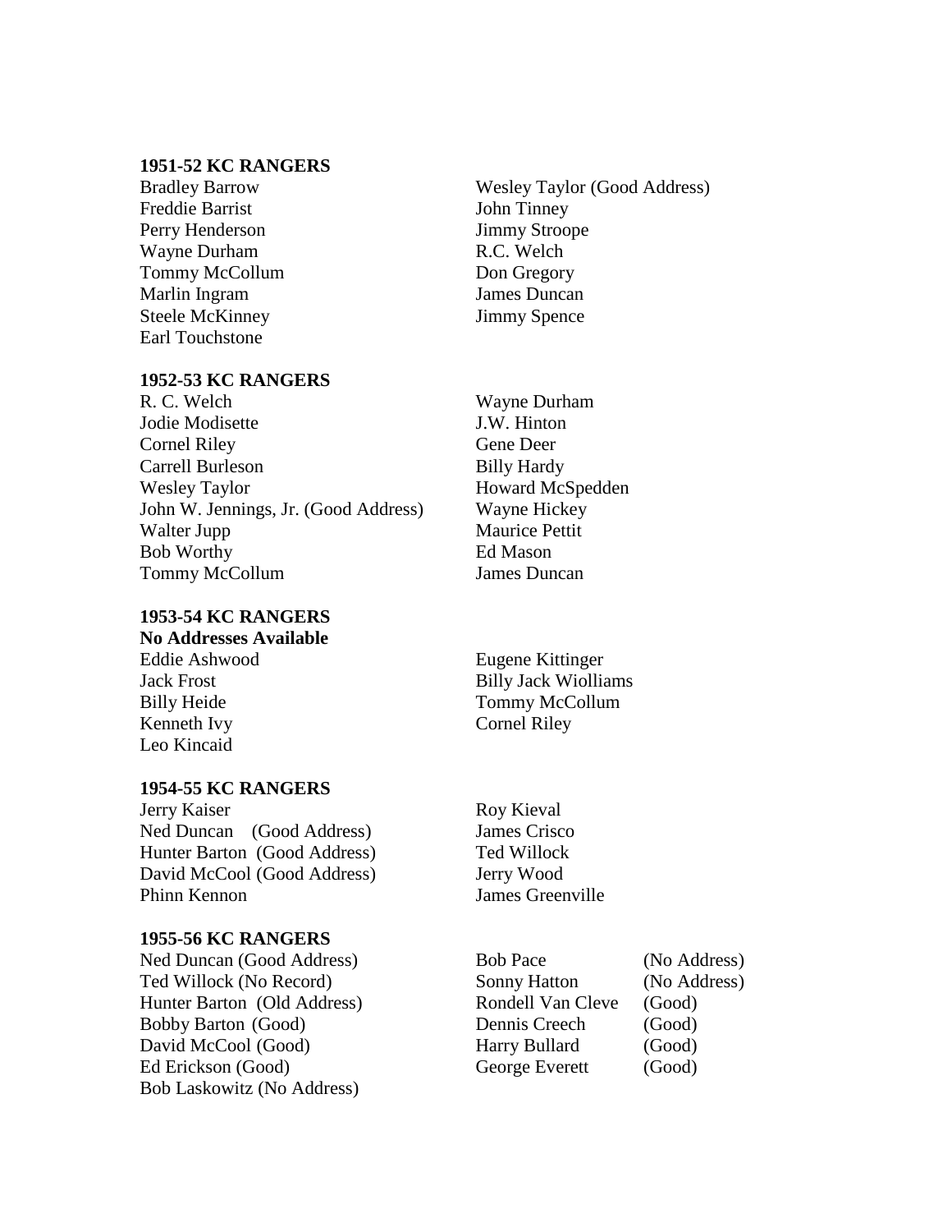**1951-52 KC RANGERS**

Bradley Barrow
Freddie Barrist
Perry Henderson
Wayne Durham
Tommy McCollum
Marlin Ingram
Steele McKinney
Earl Touchstone
Wesley Taylor (Good Address)
John Tinney
Jimmy Stroope
R.C. Welch
Don Gregory
James Duncan
Jimmy Spence

**1952-53 KC RANGERS**

R. C. Welch
Jodie Modisette
Cornel Riley
Carrell Burleson
Wesley Taylor
John W. Jennings, Jr. (Good Address)
Walter Jupp
Bob Worthy
Tommy McCollum
Wayne Durham
J.W. Hinton
Gene Deer
Billy Hardy
Howard McSpedden
Wayne Hickey
Maurice Pettit
Ed Mason
James Duncan

**1953-54 KC RANGERS**
**No Addresses Available**

Eddie Ashwood
Jack Frost
Billy Heide
Kenneth Ivy
Leo Kincaid
Eugene Kittinger
Billy Jack Wiolliams
Tommy McCollum
Cornel Riley

**1954-55 KC RANGERS**

Jerry Kaiser
Ned Duncan (Good Address)
Hunter Barton (Good Address)
David McCool (Good Address)
Phinn Kennon
Roy Kieval
James Crisco
Ted Willock
Jerry Wood
James Greenville

**1955-56 KC RANGERS**

Ned Duncan (Good Address)
Ted Willock (No Record)
Hunter Barton (Old Address)
Bobby Barton (Good)
David McCool (Good)
Ed Erickson (Good)
Bob Laskowitz (No Address)
Bob Pace (No Address)
Sonny Hatton (No Address)
Rondell Van Cleve (Good)
Dennis Creech (Good)
Harry Bullard (Good)
George Everett (Good)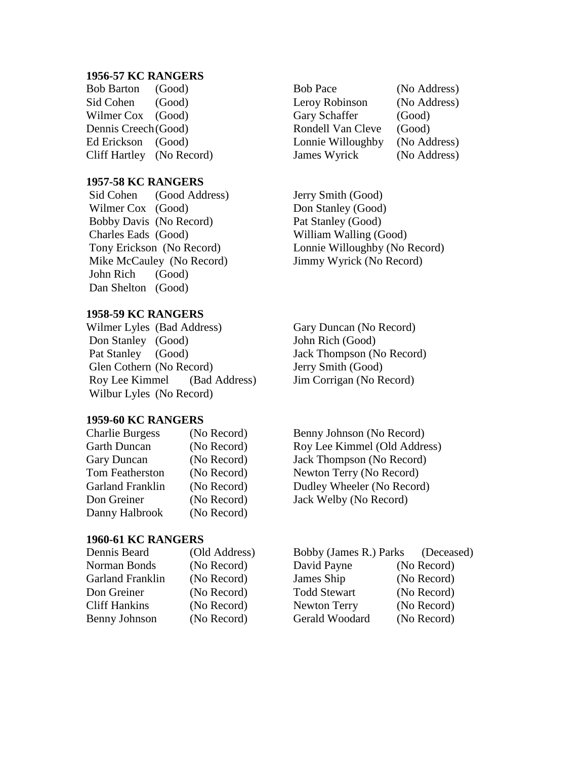**1956-57 KC RANGERS**

Bob Barton (Good)
Sid Cohen (Good)
Wilmer Cox (Good)
Dennis Creech (Good)
Ed Erickson (Good)
Cliff Hartley (No Record)
Bob Pace (No Address)
Leroy Robinson (No Address)
Gary Schaffer (Good)
Rondell Van Cleve (Good)
Lonnie Willoughby (No Address)
James Wyrick (No Address)

**1957-58 KC RANGERS**

Sid Cohen (Good Address)
Wilmer Cox (Good)
Bobby Davis (No Record)
Charles Eads (Good)
Tony Erickson (No Record)
Mike McCauley (No Record)
John Rich (Good)
Dan Shelton (Good)
Jerry Smith (Good)
Don Stanley (Good)
Pat Stanley (Good)
William Walling (Good)
Lonnie Willoughby (No Record)
Jimmy Wyrick (No Record)

**1958-59 KC RANGERS**

Wilmer Lyles (Bad Address)
Don Stanley (Good)
Pat Stanley (Good)
Glen Cothern (No Record)
Roy Lee Kimmel (Bad Address)
Wilbur Lyles (No Record)
Gary Duncan (No Record)
John Rich (Good)
Jack Thompson (No Record)
Jerry Smith (Good)
Jim Corrigan (No Record)

**1959-60 KC RANGERS**

Charlie Burgess (No Record)
Garth Duncan (No Record)
Gary Duncan (No Record)
Tom Featherston (No Record)
Garland Franklin (No Record)
Don Greiner (No Record)
Danny Halbrook (No Record)
Benny Johnson (No Record)
Roy Lee Kimmel (Old Address)
Jack Thompson (No Record)
Newton Terry (No Record)
Dudley Wheeler (No Record)
Jack Welby (No Record)

**1960-61 KC RANGERS**

Dennis Beard (Old Address)
Norman Bonds (No Record)
Garland Franklin (No Record)
Don Greiner (No Record)
Cliff Hankins (No Record)
Benny Johnson (No Record)
Bobby (James R.) Parks (Deceased)
David Payne (No Record)
James Ship (No Record)
Todd Stewart (No Record)
Newton Terry (No Record)
Gerald Woodard (No Record)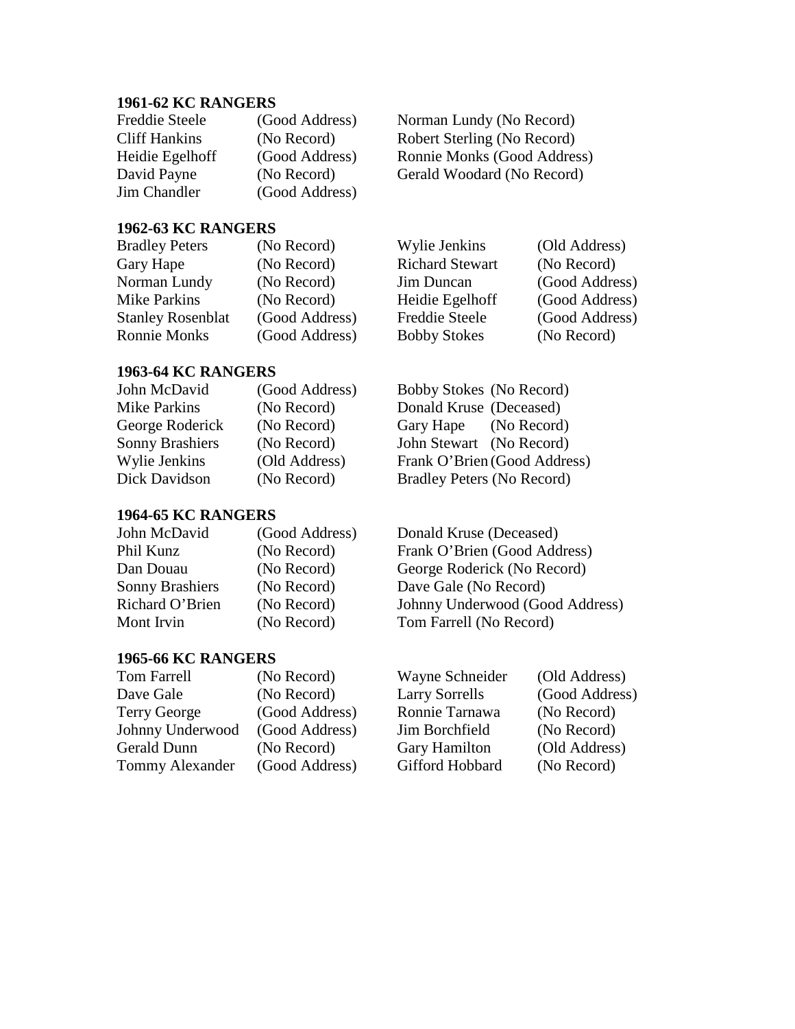**1961-62 KC RANGERS**

Freddie Steele (Good Address)
Cliff Hankins (No Record)
Heidie Egelhoff (Good Address)
David Payne (No Record)
Jim Chandler (Good Address)
Norman Lundy (No Record)
Robert Sterling (No Record)
Ronnie Monks (Good Address)
Gerald Woodard (No Record)

**1962-63 KC RANGERS**

Bradley Peters (No Record)
Gary Hape (No Record)
Norman Lundy (No Record)
Mike Parkins (No Record)
Stanley Rosenblat (Good Address)
Ronnie Monks (Good Address)
Wylie Jenkins (Old Address)
Richard Stewart (No Record)
Jim Duncan (Good Address)
Heidie Egelhoff (Good Address)
Freddie Steele (Good Address)
Bobby Stokes (No Record)

**1963-64 KC RANGERS**

John McDavid (Good Address)
Mike Parkins (No Record)
George Roderick (No Record)
Sonny Brashiers (No Record)
Wylie Jenkins (Old Address)
Dick Davidson (No Record)
Bobby Stokes (No Record)
Donald Kruse (Deceased)
Gary Hape (No Record)
John Stewart (No Record)
Frank O'Brien (Good Address)
Bradley Peters (No Record)

**1964-65 KC RANGERS**

John McDavid (Good Address)
Phil Kunz (No Record)
Dan Douau (No Record)
Sonny Brashiers (No Record)
Richard O'Brien (No Record)
Mont Irvin (No Record)
Donald Kruse (Deceased)
Frank O'Brien (Good Address)
George Roderick (No Record)
Dave Gale (No Record)
Johnny Underwood (Good Address)
Tom Farrell (No Record)

**1965-66 KC RANGERS**

Tom Farrell (No Record)
Dave Gale (No Record)
Terry George (Good Address)
Johnny Underwood (Good Address)
Gerald Dunn (No Record)
Tommy Alexander (Good Address)
Wayne Schneider (Old Address)
Larry Sorrells (Good Address)
Ronnie Tarnawa (No Record)
Jim Borchfield (No Record)
Gary Hamilton (Old Address)
Gifford Hobbard (No Record)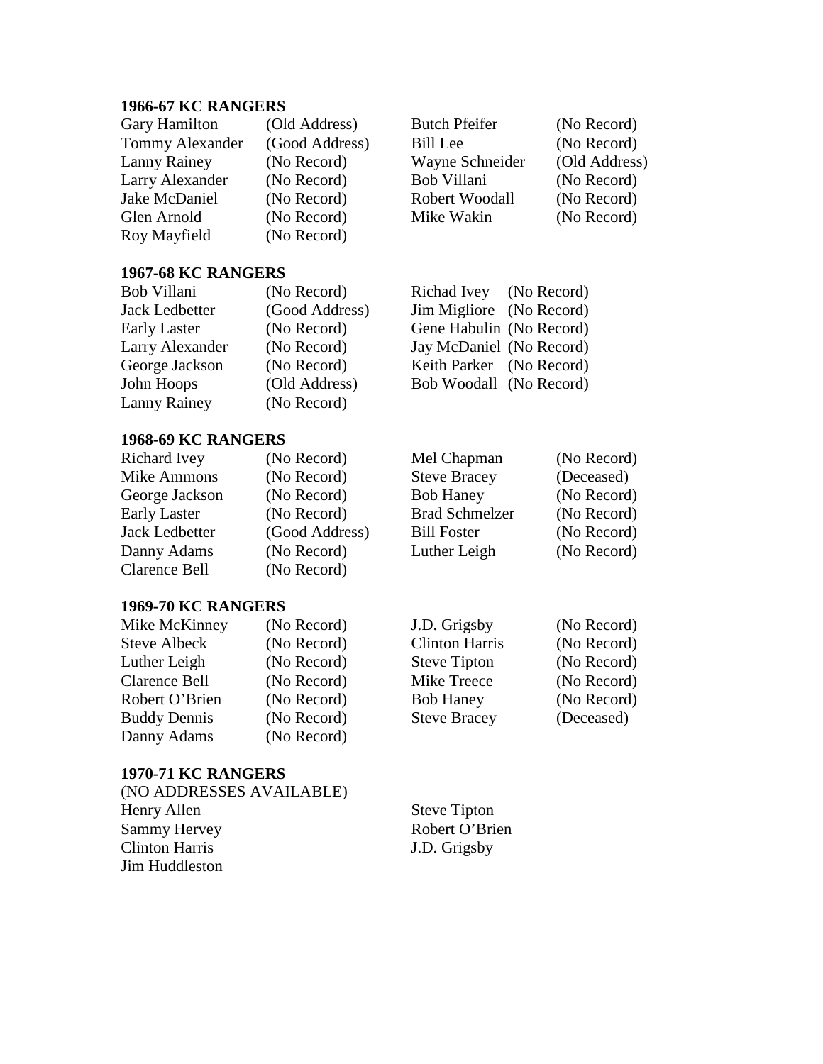**1966-67 KC RANGERS**

| | | | |
|---|---|---|---|
| Gary Hamilton | (Old Address) | Butch Pfeifer | (No Record) |
| Tommy Alexander | (Good Address) | Bill Lee | (No Record) |
| Lanny Rainey | (No Record) | Wayne Schneider | (Old Address) |
| Larry Alexander | (No Record) | Bob Villani | (No Record) |
| Jake McDaniel | (No Record) | Robert Woodall | (No Record) |
| Glen Arnold | (No Record) | Mike Wakin | (No Record) |
| Roy Mayfield | (No Record) | | |

**1967-68 KC RANGERS**

| | | | |
|---|---|---|---|
| Bob Villani | (No Record) | Richad Ivey | (No Record) |
| Jack Ledbetter | (Good Address) | Jim Migliore | (No Record) |
| Early Laster | (No Record) | Gene Habulin | (No Record) |
| Larry Alexander | (No Record) | Jay McDaniel | (No Record) |
| George Jackson | (No Record) | Keith Parker | (No Record) |
| John Hoops | (Old Address) | Bob Woodall | (No Record) |
| Lanny Rainey | (No Record) | | |

**1968-69 KC RANGERS**

| | | | |
|---|---|---|---|
| Richard Ivey | (No Record) | Mel Chapman | (No Record) |
| Mike Ammons | (No Record) | Steve Bracey | (Deceased) |
| George Jackson | (No Record) | Bob Haney | (No Record) |
| Early Laster | (No Record) | Brad Schmelzer | (No Record) |
| Jack Ledbetter | (Good Address) | Bill Foster | (No Record) |
| Danny Adams | (No Record) | Luther Leigh | (No Record) |
| Clarence Bell | (No Record) | | |

**1969-70 KC RANGERS**

| | | | |
|---|---|---|---|
| Mike McKinney | (No Record) | J.D. Grigsby | (No Record) |
| Steve Albeck | (No Record) | Clinton Harris | (No Record) |
| Luther Leigh | (No Record) | Steve Tipton | (No Record) |
| Clarence Bell | (No Record) | Mike Treece | (No Record) |
| Robert O'Brien | (No Record) | Bob Haney | (No Record) |
| Buddy Dennis | (No Record) | Steve Bracey | (Deceased) |
| Danny Adams | (No Record) | | |

**1970-71 KC RANGERS**

(NO ADDRESSES AVAILABLE)

| | |
|---|---|
| Henry Allen | Steve Tipton |
| Sammy Hervey | Robert O'Brien |
| Clinton Harris | J.D. Grigsby |
| Jim Huddleston | |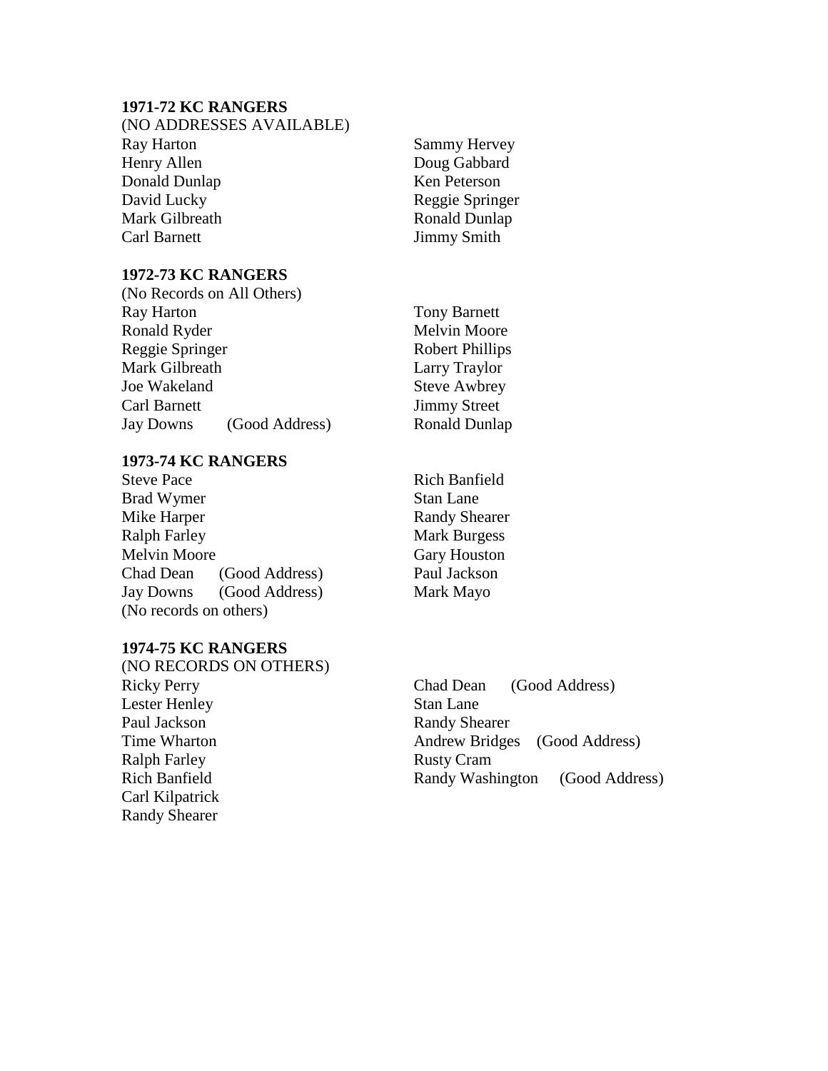**1971-72 KC RANGERS**

(NO ADDRESSES AVAILABLE)

Ray Harton
Henry Allen
Donald Dunlap
David Lucky
Mark Gilbreath
Carl Barnett
Sammy Hervey
Doug Gabbard
Ken Peterson
Reggie Springer
Ronald Dunlap
Jimmy Smith

**1972-73 KC RANGERS**

(No Records on All Others)

Ray Harton
Ronald Ryder
Reggie Springer
Mark Gilbreath
Joe Wakeland
Carl Barnett
Jay Downs (Good Address)
Tony Barnett
Melvin Moore
Robert Phillips
Larry Traylor
Steve Awbrey
Jimmy Street
Ronald Dunlap

**1973-74 KC RANGERS**

Steve Pace
Brad Wymer
Mike Harper
Ralph Farley
Melvin Moore
Chad Dean (Good Address)
Jay Downs (Good Address)
Rich Banfield
Stan Lane
Randy Shearer
Mark Burgess
Gary Houston
Paul Jackson
Mark Mayo

(No records on others)

**1974-75 KC RANGERS**

(NO RECORDS ON OTHERS)

Ricky Perry
Lester Henley
Paul Jackson
Time Wharton
Ralph Farley
Rich Banfield
Carl Kilpatrick
Randy Shearer
Chad Dean (Good Address)
Stan Lane
Randy Shearer
Andrew Bridges (Good Address)
Rusty Cram
Randy Washington (Good Address)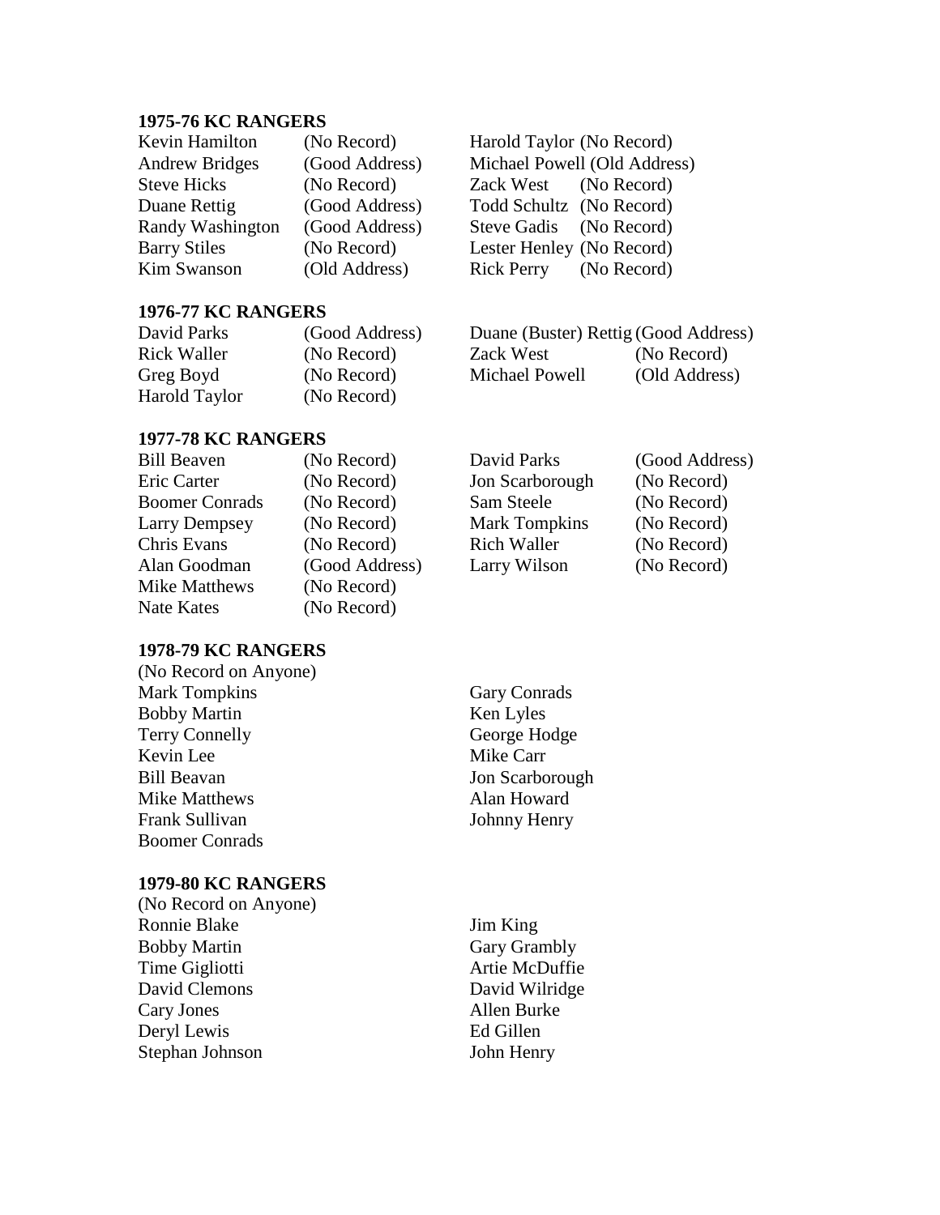**1975-76 KC RANGERS**

| | | | |
|---|---|---|---|
| Kevin Hamilton | (No Record) | Harold Taylor | (No Record) |
| Andrew Bridges | (Good Address) | Michael Powell | (Old Address) |
| Steve Hicks | (No Record) | Zack West | (No Record) |
| Duane Rettig | (Good Address) | Todd Schultz | (No Record) |
| Randy Washington | (Good Address) | Steve Gadis | (No Record) |
| Barry Stiles | (No Record) | Lester Henley | (No Record) |
| Kim Swanson | (Old Address) | Rick Perry | (No Record) |

**1976-77 KC RANGERS**

| | | | |
|---|---|---|---|
| David Parks | (Good Address) | Duane (Buster) Rettig | (Good Address) |
| Rick Waller | (No Record) | Zack West | (No Record) |
| Greg Boyd | (No Record) | Michael Powell | (Old Address) |
| Harold Taylor | (No Record) | | |

**1977-78 KC RANGERS**

| | | | |
|---|---|---|---|
| Bill Beaven | (No Record) | David Parks | (Good Address) |
| Eric Carter | (No Record) | Jon Scarborough | (No Record) |
| Boomer Conrads | (No Record) | Sam Steele | (No Record) |
| Larry Dempsey | (No Record) | Mark Tompkins | (No Record) |
| Chris Evans | (No Record) | Rich Waller | (No Record) |
| Alan Goodman | (Good Address) | Larry Wilson | (No Record) |
| Mike Matthews | (No Record) | | |
| Nate Kates | (No Record) | | |

**1978-79 KC RANGERS**

(No Record on Anyone)

| | |
|---|---|
| Mark Tompkins | Gary Conrads |
| Bobby Martin | Ken Lyles |
| Terry Connelly | George Hodge |
| Kevin Lee | Mike Carr |
| Bill Beavan | Jon Scarborough |
| Mike Matthews | Alan Howard |
| Frank Sullivan | Johnny Henry |
| Boomer Conrads | |

**1979-80 KC RANGERS**

(No Record on Anyone)

| | |
|---|---|
| Ronnie Blake | Jim King |
| Bobby Martin | Gary Grambly |
| Time Gigliotti | Artie McDuffie |
| David Clemons | David Wilridge |
| Cary Jones | Allen Burke |
| Deryl Lewis | Ed Gillen |
| Stephan Johnson | John Henry |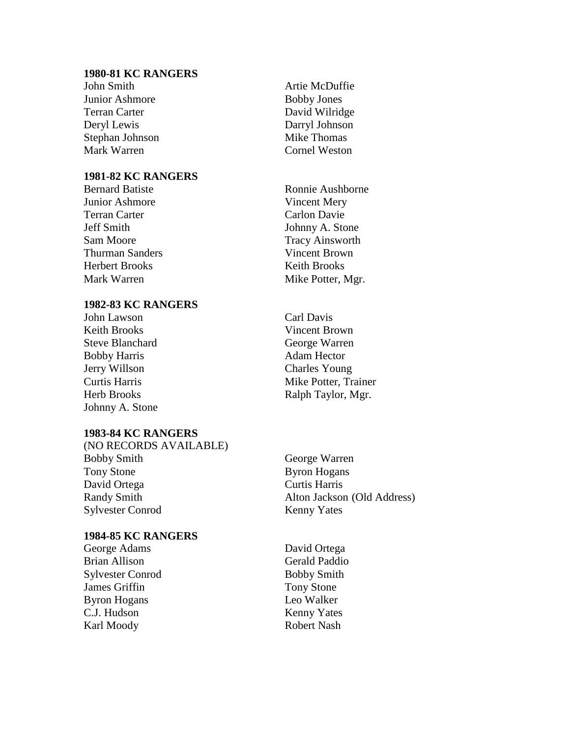**1980-81 KC RANGERS**

John Smith
Junior Ashmore
Terran Carter
Deryl Lewis
Stephan Johnson
Mark Warren
Artie McDuffie
Bobby Jones
David Wilridge
Darryl Johnson
Mike Thomas
Cornel Weston

**1981-82 KC RANGERS**

Bernard Batiste
Junior Ashmore
Terran Carter
Jeff Smith
Sam Moore
Thurman Sanders
Herbert Brooks
Mark Warren
Ronnie Aushborne
Vincent Mery
Carlon Davie
Johnny A. Stone
Tracy Ainsworth
Vincent Brown
Keith Brooks
Mike Potter, Mgr.

**1982-83 KC RANGERS**

John Lawson
Keith Brooks
Steve Blanchard
Bobby Harris
Jerry Willson
Curtis Harris
Herb Brooks
Johnny A. Stone
Carl Davis
Vincent Brown
George Warren
Adam Hector
Charles Young
Mike Potter, Trainer
Ralph Taylor, Mgr.

**1983-84 KC RANGERS**

(NO RECORDS AVAILABLE)
Bobby Smith
Tony Stone
David Ortega
Randy Smith
Sylvester Conrod
George Warren
Byron Hogans
Curtis Harris
Alton Jackson (Old Address)
Kenny Yates

**1984-85 KC RANGERS**

George Adams
Brian Allison
Sylvester Conrod
James Griffin
Byron Hogans
C.J. Hudson
Karl Moody
David Ortega
Gerald Paddio
Bobby Smith
Tony Stone
Leo Walker
Kenny Yates
Robert Nash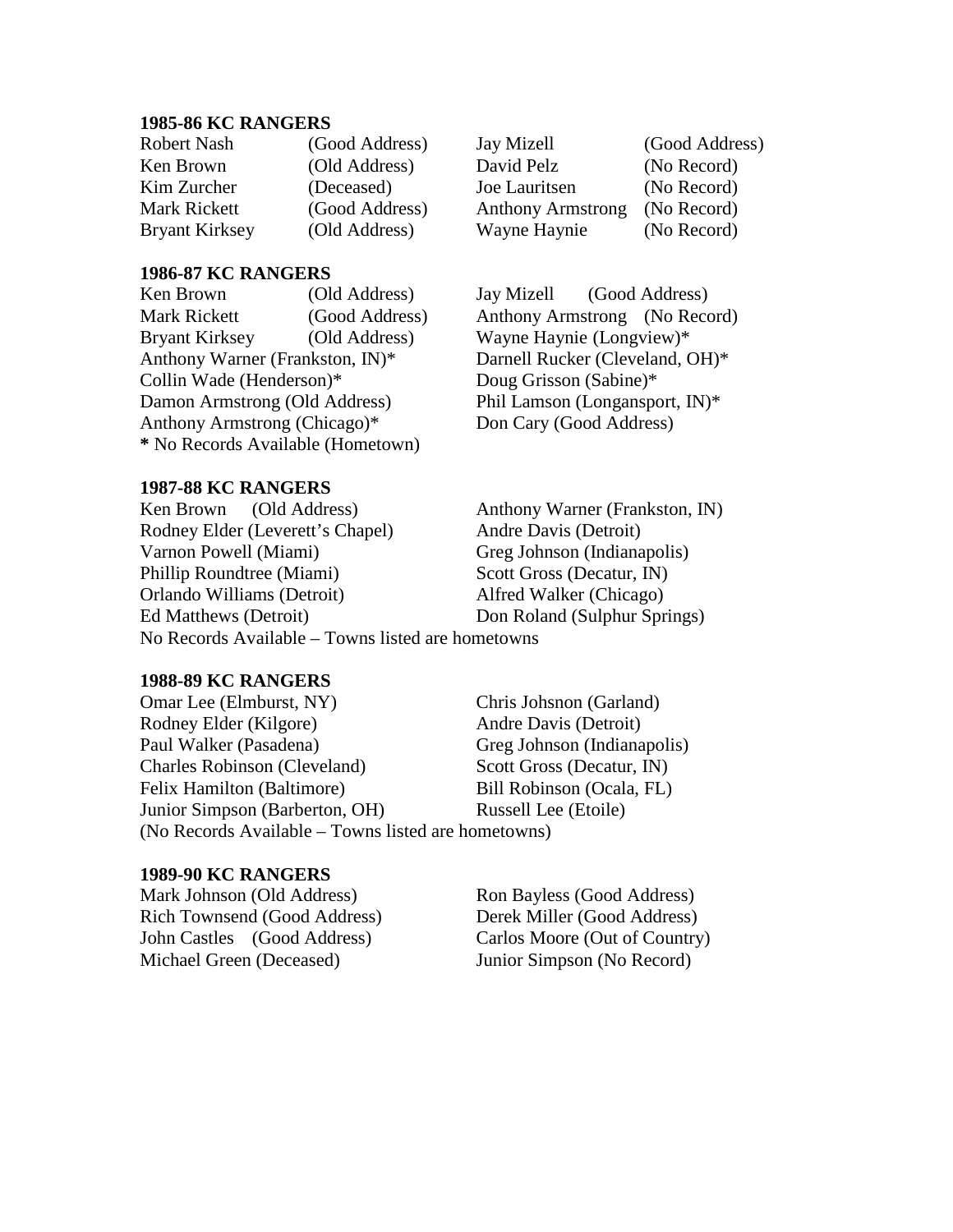**1985-86 KC RANGERS**

| | | | |
|---|---|---|---|
| Robert Nash | (Good Address) | Jay Mizell | (Good Address) |
| Ken Brown | (Old Address) | David Pelz | (No Record) |
| Kim Zurcher | (Deceased) | Joe Lauritsen | (No Record) |
| Mark Rickett | (Good Address) | Anthony Armstrong | (No Record) |
| Bryant Kirksey | (Old Address) | Wayne Haynie | (No Record) |

**1986-87 KC RANGERS**

Ken Brown (Old Address)
Mark Rickett (Good Address)
Bryant Kirksey (Old Address)
Anthony Warner (Frankston, IN)*
Collin Wade (Henderson)*
Damon Armstrong (Old Address)
Anthony Armstrong (Chicago)*
Jay Mizell (Good Address)
Anthony Armstrong (No Record)
Wayne Haynie (Longview)*
Darnell Rucker (Cleveland, OH)*
Doug Grisson (Sabine)*
Phil Lamson (Longansport, IN)*
Don Cary (Good Address)

**\*** No Records Available (Hometown)

**1987-88 KC RANGERS**

Ken Brown (Old Address)
Rodney Elder (Leverett's Chapel)
Varnon Powell (Miami)
Phillip Roundtree (Miami)
Orlando Williams (Detroit)
Ed Matthews (Detroit)
Anthony Warner (Frankston, IN)
Andre Davis (Detroit)
Greg Johnson (Indianapolis)
Scott Gross (Decatur, IN)
Alfred Walker (Chicago)
Don Roland (Sulphur Springs)

No Records Available – Towns listed are hometowns

**1988-89 KC RANGERS**

Omar Lee (Elmburst, NY)
Rodney Elder (Kilgore)
Paul Walker (Pasadena)
Charles Robinson (Cleveland)
Felix Hamilton (Barltimore)
Junior Simpson (Barberton, OH)
Chris Johsnon (Garland)
Andre Davis (Detroit)
Greg Johnson (Indianapolis)
Scott Gross (Decatur, IN)
Bill Robinson (Ocala, FL)
Russell Lee (Etoile)

(No Records Available – Towns listed are hometowns)

**1989-90 KC RANGERS**

Mark Johnson (Old Address)
Rich Townsend (Good Address)
John Castles (Good Address)
Michael Green (Deceased)
Ron Bayless (Good Address)
Derek Miller (Good Address)
Carlos Moore (Out of Country)
Junior Simpson (No Record)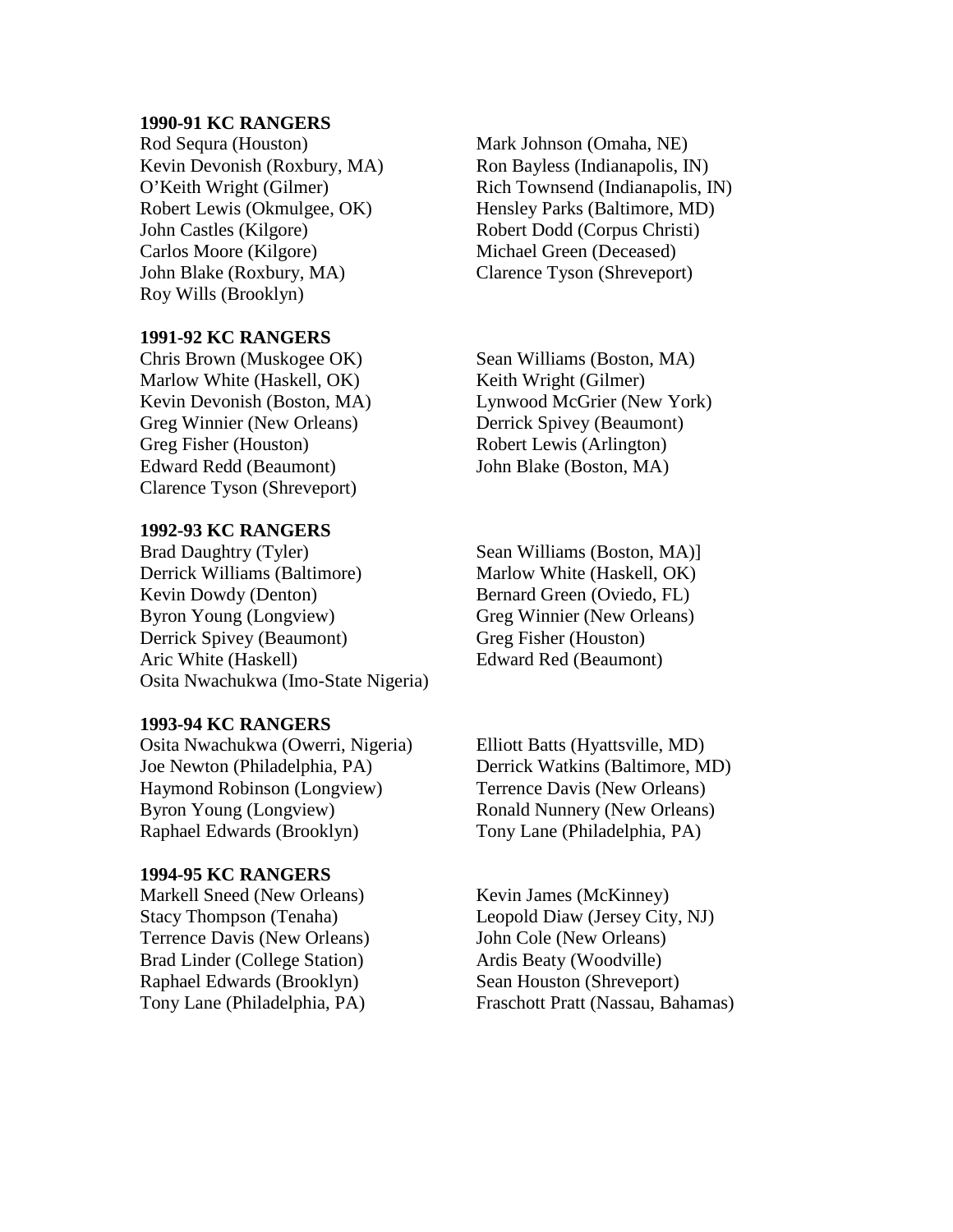**1990-91 KC RANGERS**

Rod Sequra (Houston)
Kevin Devonish (Roxbury, MA)
O'Keith Wright (Gilmer)
Robert Lewis (Okmulgee, OK)
John Castles (Kilgore)
Carlos Moore (Kilgore)
John Blake (Roxbury, MA)
Roy Wills (Brooklyn)
Mark Johnson (Omaha, NE)
Ron Bayless (Indianapolis, IN)
Rich Townsend (Indianapolis, IN)
Hensley Parks (Baltimore, MD)
Robert Dodd (Corpus Christi)
Michael Green (Deceased)
Clarence Tyson (Shreveport)

**1991-92 KC RANGERS**

Chris Brown (Muskogee OK)
Marlow White (Haskell, OK)
Kevin Devonish (Boston, MA)
Greg Winnier (New Orleans)
Greg Fisher (Houston)
Edward Redd (Beaumont)
Clarence Tyson (Shreveport)
Sean Williams (Boston, MA)
Keith Wright (Gilmer)
Lynwood McGrier (New York)
Derrick Spivey (Beaumont)
Robert Lewis (Arlington)
John Blake (Boston, MA)

**1992-93 KC RANGERS**

Brad Daughtry (Tyler)
Derrick Williams (Baltimore)
Kevin Dowdy (Denton)
Byron Young (Longview)
Derrick Spivey (Beaumont)
Aric White (Haskell)
Osita Nwachukwa (Imo-State Nigeria)
Sean Williams (Boston, MA)]
Marlow White (Haskell, OK)
Bernard Green (Oviedo, FL)
Greg Winnier (New Orleans)
Greg Fisher (Houston)
Edward Red (Beaumont)

**1993-94 KC RANGERS**

Osita Nwachukwa (Owerri, Nigeria)
Joe Newton (Philadelphia, PA)
Haymond Robinson (Longview)
Byron Young (Longview)
Raphael Edwards (Brooklyn)
Elliott Batts (Hyattsville, MD)
Derrick Watkins (Baltimore, MD)
Terrence Davis (New Orleans)
Ronald Nunnery (New Orleans)
Tony Lane (Philadelphia, PA)

**1994-95 KC RANGERS**

Markell Sneed (New Orleans)
Stacy Thompson (Tenaha)
Terrence Davis (New Orleans)
Brad Linder (College Station)
Raphael Edwards (Brooklyn)
Tony Lane (Philadelphia, PA)
Kevin James (McKinney)
Leopold Diaw (Jersey City, NJ)
John Cole (New Orleans)
Ardis Beaty (Woodville)
Sean Houston (Shreveport)
Fraschott Pratt (Nassau, Bahamas)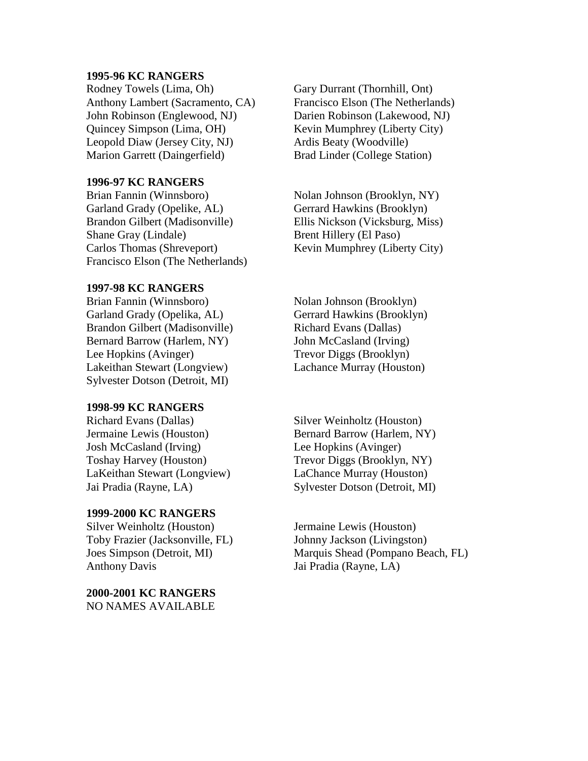**1995-96 KC RANGERS**

Rodney Towels (Lima, Oh)
Anthony Lambert (Sacramento, CA)
John Robinson (Englewood, NJ)
Quincey Simpson (Lima, OH)
Leopold Diaw (Jersey City, NJ)
Marion Garrett (Daingerfield)
Gary Durrant (Thornhill, Ont)
Francisco Elson (The Netherlands)
Darien Robinson (Lakewood, NJ)
Kevin Mumphrey (Liberty City)
Ardis Beaty (Woodville)
Brad Linder (College Station)

**1996-97 KC RANGERS**

Brian Fannin (Winnsboro)
Garland Grady (Opelike, AL)
Brandon Gilbert (Madisonville)
Shane Gray (Lindale)
Carlos Thomas (Shreveport)
Francisco Elson (The Netherlands)
Nolan Johnson (Brooklyn, NY)
Gerrard Hawkins (Brooklyn)
Ellis Nickson (Vicksburg, Miss)
Brent Hillery (El Paso)
Kevin Mumphrey (Liberty City)

**1997-98 KC RANGERS**

Brian Fannin (Winnsboro)
Garland Grady (Opelika, AL)
Brandon Gilbert (Madisonville)
Bernard Barrow (Harlem, NY)
Lee Hopkins (Avinger)
Lakeithan Stewart (Longview)
Sylvester Dotson (Detroit, MI)
Nolan Johnson (Brooklyn)
Gerrard Hawkins (Brooklyn)
Richard Evans (Dallas)
John McCasland (Irving)
Trevor Diggs (Brooklyn)
Lachance Murray (Houston)

**1998-99 KC RANGERS**

Richard Evans (Dallas)
Jermaine Lewis (Houston)
Josh McCasland (Irving)
Toshay Harvey (Houston)
LaKeithan Stewart (Longview)
Jai Pradia (Rayne, LA)
Silver Weinholtz (Houston)
Bernard Barrow (Harlem, NY)
Lee Hopkins (Avinger)
Trevor Diggs (Brooklyn, NY)
LaChance Murray (Houston)
Sylvester Dotson (Detroit, MI)

**1999-2000 KC RANGERS**

Silver Weinholtz (Houston)
Toby Frazier (Jacksonville, FL)
Joes Simpson (Detroit, MI)
Anthony Davis
Jermaine Lewis (Houston)
Johnny Jackson (Livingston)
Marquis Shead (Pompano Beach, FL)
Jai Pradia (Rayne, LA)

**2000-2001 KC RANGERS**

NO NAMES AVAILABLE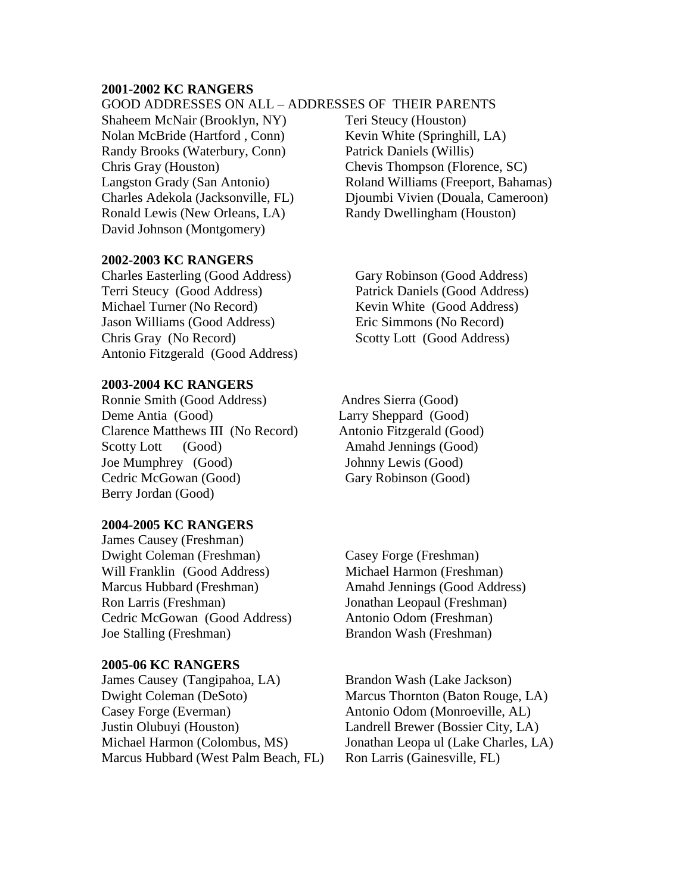**2001-2002 KC RANGERS**

GOOD ADDRESSES ON ALL – ADDRESSES OF THEIR PARENTS

Shaheem McNair (Brooklyn, NY)
Nolan McBride (Hartford , Conn)
Randy Brooks (Waterbury, Conn)
Chris Gray (Houston)
Langston Grady (San Antonio)
Charles Adekola (Jacksonville, FL)
Ronald Lewis (New Orleans, LA)
David Johnson (Montgomery)
Teri Steucy (Houston)
Kevin White (Springhill, LA)
Patrick Daniels (Willis)
Chevis Thompson (Florence, SC)
Roland Williams (Freeport, Bahamas)
Djoumbi Vivien (Douala, Cameroon)
Randy Dwellingham (Houston)

**2002-2003 KC RANGERS**

Charles Easterling (Good Address)
Terri Steucy (Good Address)
Michael Turner (No Record)
Jason Williams (Good Address)
Chris Gray (No Record)
Antonio Fitzgerald (Good Address)
Gary Robinson (Good Address)
Patrick Daniels (Good Address)
Kevin White (Good Address)
Eric Simmons (No Record)
Scotty Lott (Good Address)

**2003-2004 KC RANGERS**

Ronnie Smith (Good Address)
Deme Antia (Good)
Clarence Matthews III (No Record)
Scotty Lott (Good)
Joe Mumphrey (Good)
Cedric McGowan (Good)
Berry Jordan (Good)
Andres Sierra (Good)
Larry Sheppard (Good)
Antonio Fitzgerald (Good)
Amahd Jennings (Good)
Johnny Lewis (Good)
Gary Robinson (Good)

**2004-2005 KC RANGERS**

James Causey (Freshman)
Dwight Coleman (Freshman)
Will Franklin (Good Address)
Marcus Hubbard (Freshman)
Ron Larris (Freshman)
Cedric McGowan (Good Address)
Joe Stalling (Freshman)
Casey Forge (Freshman)
Michael Harmon (Freshman)
Amahd Jennings (Good Address)
Jonathan Leopaul (Freshman)
Antonio Odom (Freshman)
Brandon Wash (Freshman)

**2005-06 KC RANGERS**

James Causey (Tangipahoa, LA)
Dwight Coleman (DeSoto)
Casey Forge (Everman)
Justin Olubuyi (Houston)
Michael Harmon (Colombus, MS)
Marcus Hubbard (West Palm Beach, FL)
Brandon Wash (Lake Jackson)
Marcus Thornton (Baton Rouge, LA)
Antonio Odom (Monroeville, AL)
Landrell Brewer (Bossier City, LA)
Jonathan Leopa ul (Lake Charles, LA)
Ron Larris (Gainesville, FL)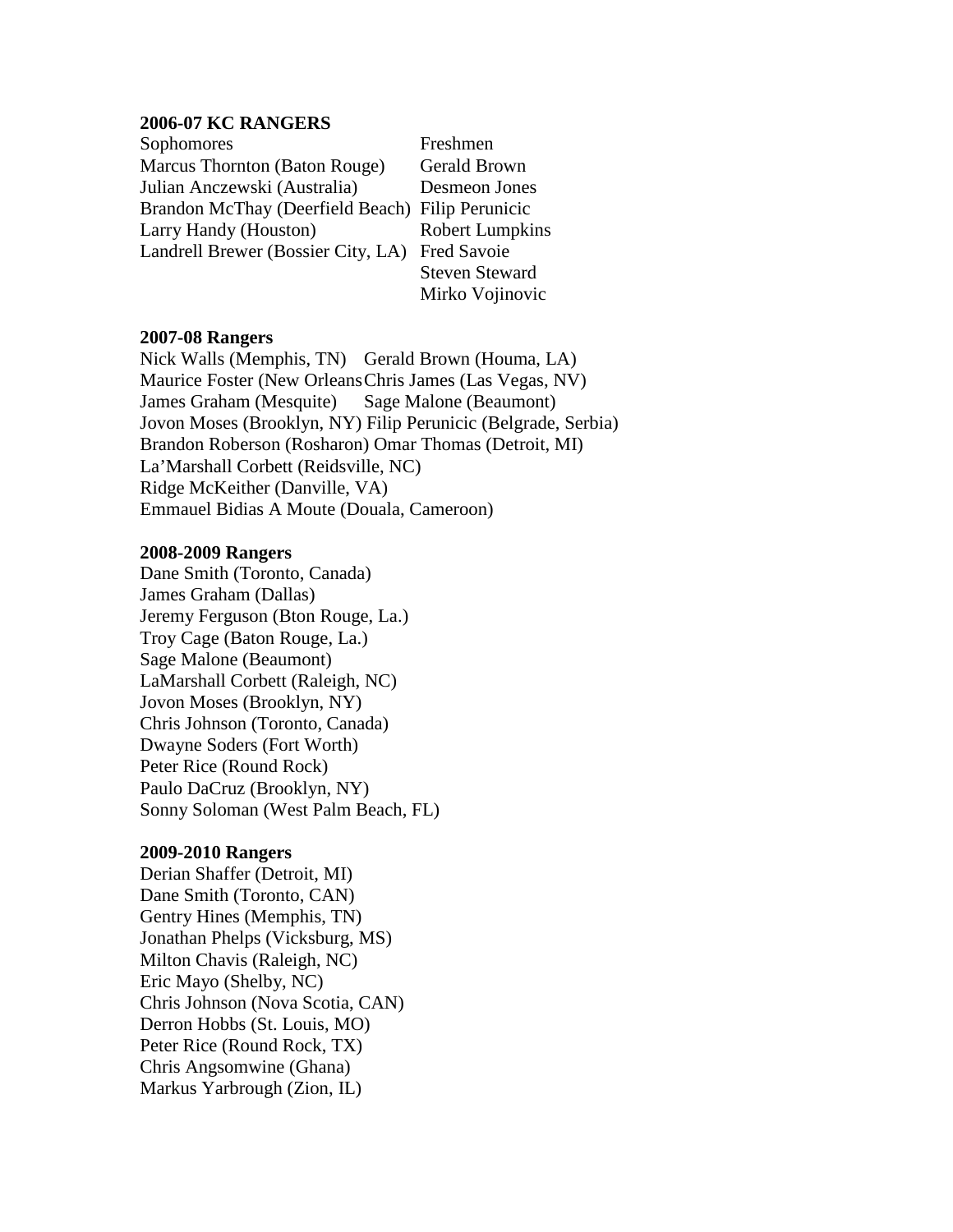**2006-07 KC RANGERS**

| Sophomores | Freshmen |
|---|---|
| Marcus Thornton (Baton Rouge) | Gerald Brown |
| Julian Anczewski (Australia) | Desmeon Jones |
| Brandon McThay (Deerfield Beach) | Filip Perunicic |
| Larry Handy (Houston) | Robert Lumpkins |
| Landrell Brewer (Bossier City, LA) | Fred Savoie |
| | Steven Steward |
| | Mirko Vojinovic |

**2007-08 Rangers**

Nick Walls (Memphis, TN)
Maurice Foster (New Orleans
James Graham (Mesquite)
Jovon Moses (Brooklyn, NY)
Brandon Roberson (Rosharon)
La'Marshall Corbett (Reidsville, NC)
Ridge McKeither (Danville, VA)
Emmauel Bidias A Moute (Douala, Cameroon)
Gerald Brown (Houma, LA)
Chris James (Las Vegas, NV)
Sage Malone (Beaumont)
Filip Perunicic (Belgrade, Serbia)
Omar Thomas (Detroit, MI)

**2008-2009 Rangers**

Dane Smith (Toronto, Canada)
James Graham (Dallas)
Jeremy Ferguson (Bton Rouge, La.)
Troy Cage (Baton Rouge, La.)
Sage Malone (Beaumont)
LaMarshall Corbett (Raleigh, NC)
Jovon Moses (Brooklyn, NY)
Chris Johnson (Toronto, Canada)
Dwayne Soders (Fort Worth)
Peter Rice (Round Rock)
Paulo DaCruz (Brooklyn, NY)
Sonny Soloman (West Palm Beach, FL)

**2009-2010 Rangers**

Derian Shaffer (Detroit, MI)
Dane Smith (Toronto, CAN)
Gentry Hines (Memphis, TN)
Jonathan Phelps (Vicksburg, MS)
Milton Chavis (Raleigh, NC)
Eric Mayo (Shelby, NC)
Chris Johnson (Nova Scotia, CAN)
Derron Hobbs (St. Louis, MO)
Peter Rice (Round Rock, TX)
Chris Angsomwine (Ghana)
Markus Yarbrough (Zion, IL)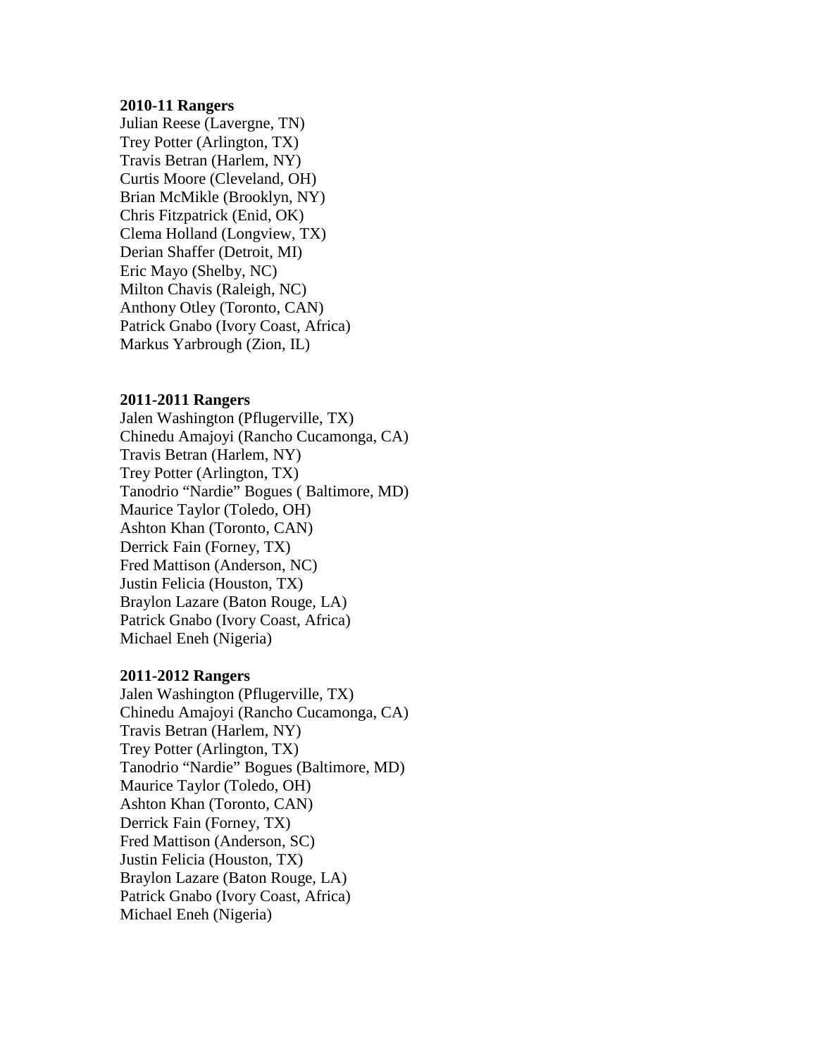**2010-11 Rangers**

Julian Reese (Lavergne, TN)
Trey Potter (Arlington, TX)
Travis Betran (Harlem, NY)
Curtis Moore (Cleveland, OH)
Brian McMikle (Brooklyn, NY)
Chris Fitzpatrick (Enid, OK)
Clema Holland (Longview, TX)
Derian Shaffer (Detroit, MI)
Eric Mayo (Shelby, NC)
Milton Chavis (Raleigh, NC)
Anthony Otley (Toronto, CAN)
Patrick Gnabo (Ivory Coast, Africa)
Markus Yarbrough (Zion, IL)

**2011-2011 Rangers**

Jalen Washington (Pflugerville, TX)
Chinedu Amajoyi (Rancho Cucamonga, CA)
Travis Betran (Harlem, NY)
Trey Potter (Arlington, TX)
Tanodrio "Nardie" Bogues ( Baltimore, MD)
Maurice Taylor (Toledo, OH)
Ashton Khan (Toronto, CAN)
Derrick Fain (Forney, TX)
Fred Mattison (Anderson, NC)
Justin Felicia (Houston, TX)
Braylon Lazare (Baton Rouge, LA)
Patrick Gnabo (Ivory Coast, Africa)
Michael Eneh (Nigeria)

**2011-2012 Rangers**

Jalen Washington (Pflugerville, TX)
Chinedu Amajoyi (Rancho Cucamonga, CA)
Travis Betran (Harlem, NY)
Trey Potter (Arlington, TX)
Tanodrio "Nardie" Bogues (Baltimore, MD)
Maurice Taylor (Toledo, OH)
Ashton Khan (Toronto, CAN)
Derrick Fain (Forney, TX)
Fred Mattison (Anderson, SC)
Justin Felicia (Houston, TX)
Braylon Lazare (Baton Rouge, LA)
Patrick Gnabo (Ivory Coast, Africa)
Michael Eneh (Nigeria)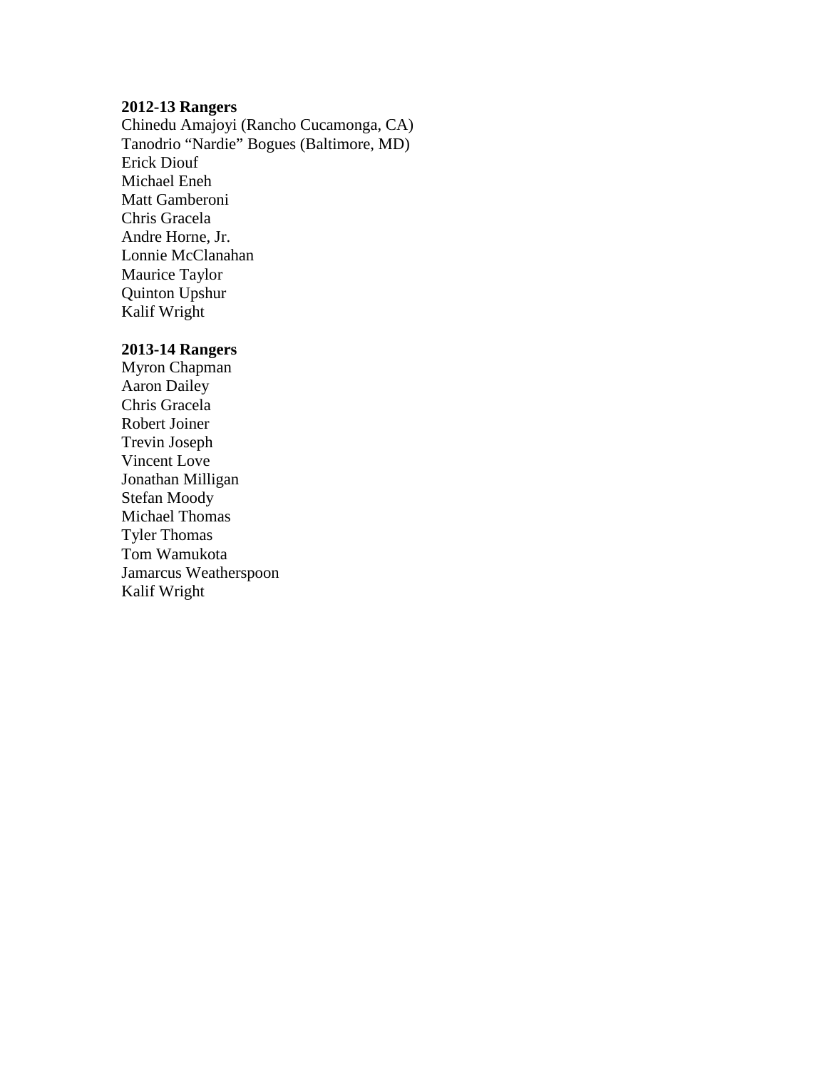**2012-13 Rangers**

Chinedu Amajoyi (Rancho Cucamonga, CA)
Tanodrio “Nardie” Bogues (Baltimore, MD)
Erick Diouf
Michael Eneh
Matt Gamberoni
Chris Gracela
Andre Horne, Jr.
Lonnie McClanahan
Maurice Taylor
Quinton Upshur
Kalif Wright

**2013-14 Rangers**

Myron Chapman
Aaron Dailey
Chris Gracela
Robert Joiner
Trevin Joseph
Vincent Love
Jonathan Milligan
Stefan Moody
Michael Thomas
Tyler Thomas
Tom Wamukota
Jamarcus Weatherspoon
Kalif Wright